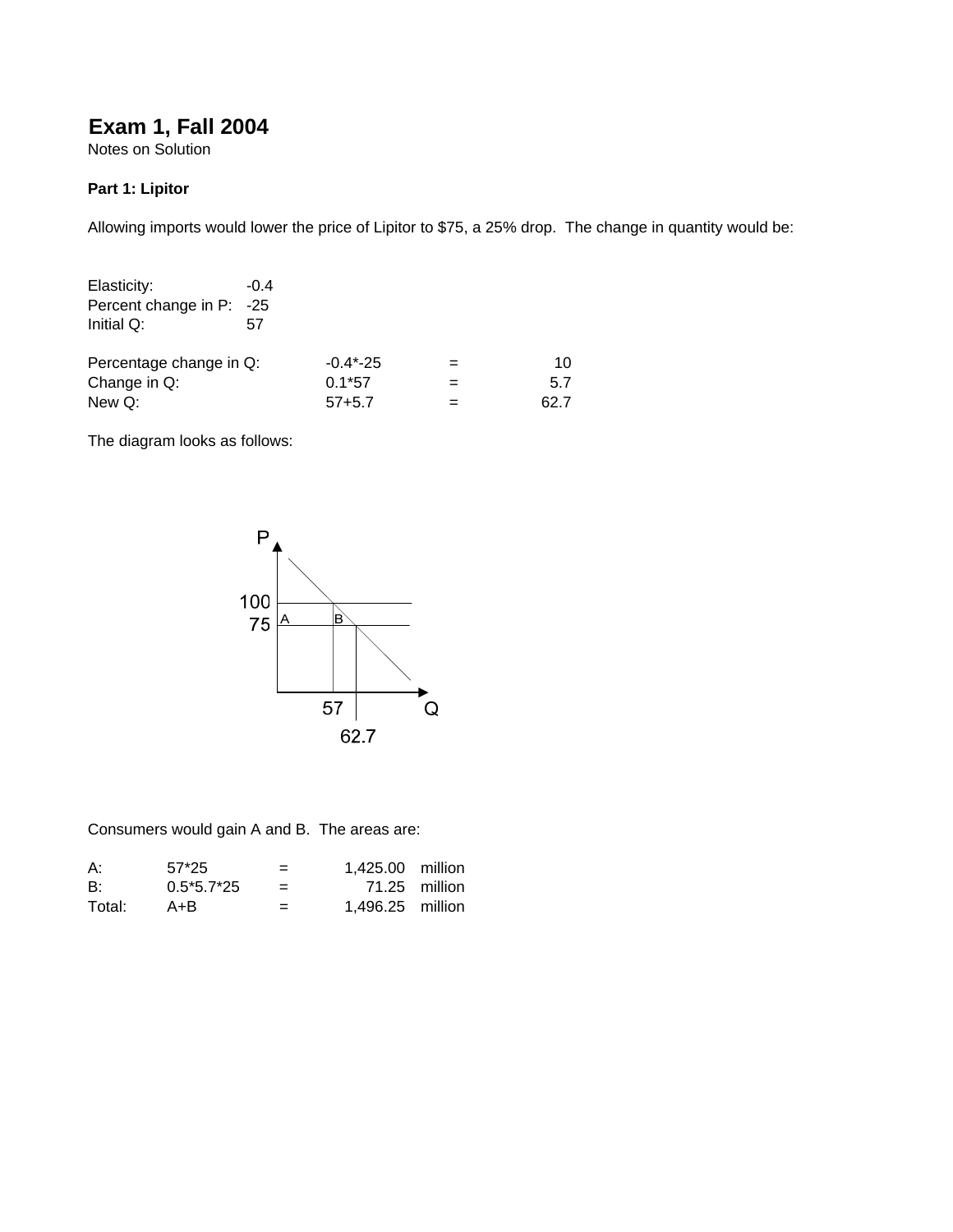# Exam 1, Fall 2004

Notes on Solution

**Part 1: Lipitor**

Allowing imports would lower the price of Lipitor to $75, a 25% drop. The change in quantity would be:

| | |
|---|---|
| Elasticity: | -0.4 |
| Percent change in P: | -25 |
| Initial Q: | 57 |

| | | | |
|---|---|---|---|
| Percentage change in Q: | -0.4*-25 | = | 10 |
| Change in Q: | 0.1*57 | = | 5.7 |
| New Q: | 57+5.7 | = | 62.7 |

The diagram looks as follows:

P

100

75

A

B

57

Q

62.7

Consumers would gain A and B. The areas are:

| | | | | |
|---|---|---|---|---|
| A: | 57*25 | = | 1,425.00 | million |
| B: | 0.5*5.7*25 | = | 71.25 | million |
| Total: | A+B | = | 1,496.25 | million |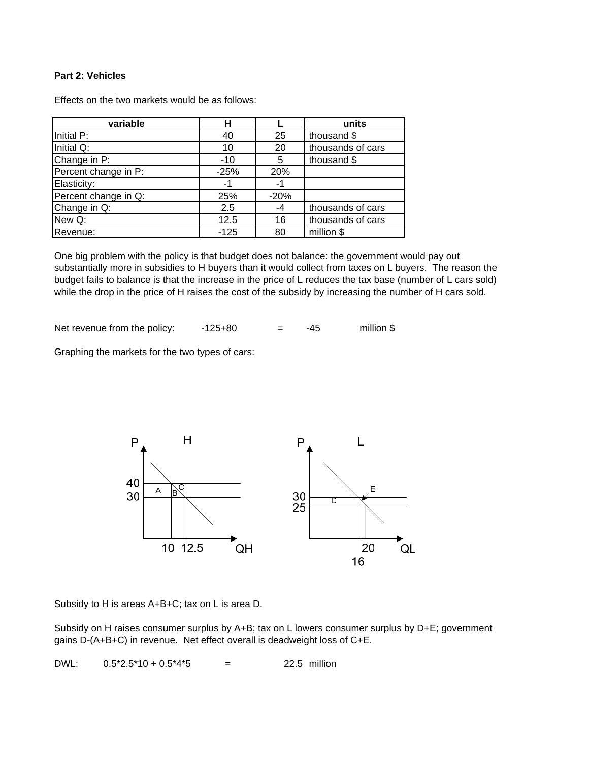**Part 2: Vehicles**

Effects on the two markets would be as follows:

| variable | H | L | units |
|---|---|---|---|
| Initial P: | 40 | 25 | thousand $ |
| Initial Q: | 10 | 20 | thousands of cars |
| Change in P: | -10 | 5 | thousand $ |
| Percent change in P: | -25% | 20% | |
| Elasticity: | -1 | -1 | |
| Percent change in Q: | 25% | -20% | |
| Change in Q: | 2.5 | -4 | thousands of cars |
| New Q: | 12.5 | 16 | thousands of cars |
| Revenue: | -125 | 80 | million $ |

One big problem with the policy is that budget does not balance: the government would pay out substantially more in subsidies to H buyers than it would collect from taxes on L buyers. The reason the budget fails to balance is that the increase in the price of L reduces the tax base (number of L cars sold) while the drop in the price of H raises the cost of the subsidy by increasing the number of H cars sold.

Net revenue from the policy: -125+80 = -45 million $

Graphing the markets for the two types of cars:

P
H
40
30
A
B
C
10 12.5
QH

P
L
30
25
D
E
20
16
QL

Subsidy to H is areas A+B+C; tax on L is area D.

Subsidy on H raises consumer surplus by A+B; tax on L lowers consumer surplus by D+E; government gains D-(A+B+C) in revenue. Net effect overall is deadweight loss of C+E.

DWL: 0.5*2.5*10 + 0.5*4*5 = 22.5 million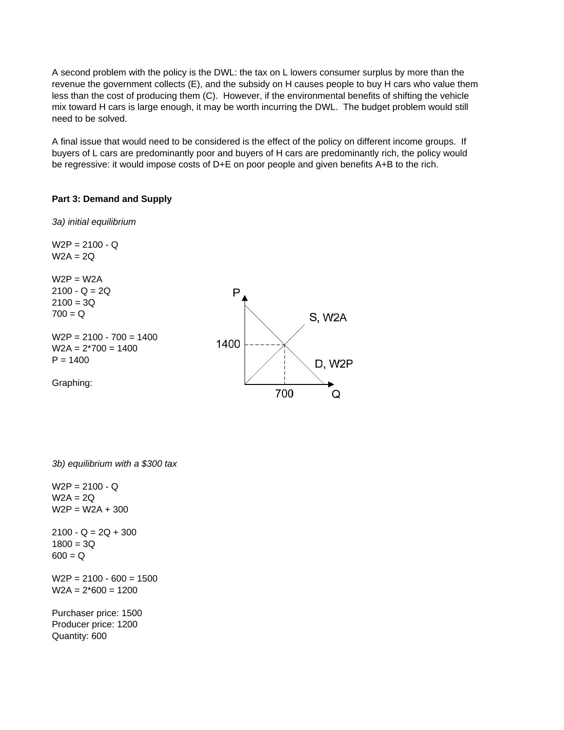A second problem with the policy is the DWL: the tax on L lowers consumer surplus by more than the revenue the government collects (E), and the subsidy on H causes people to buy H cars who value them less than the cost of producing them (C). However, if the environmental benefits of shifting the vehicle mix toward H cars is large enough, it may be worth incurring the DWL. The budget problem would still need to be solved.

A final issue that would need to be considered is the effect of the policy on different income groups. If buyers of L cars are predominantly poor and buyers of H cars are predominantly rich, the policy would be regressive: it would impose costs of D+E on poor people and given benefits A+B to the rich.

**Part 3: Demand and Supply**

*3a) initial equilibrium*

W2P = 2100 - Q
W2A = 2Q

W2P = W2A
2100 - Q = 2Q
2100 = 3Q
700 = Q

W2P = 2100 - 700 = 1400
W2A = 2*700 = 1400
P = 1400

Graphing:

P
S, W2A
1400
D, W2P
700
Q

*3b) equilibrium with a $300 tax*

W2P = 2100 - Q
W2A = 2Q
W2P = W2A + 300

2100 - Q = 2Q + 300
1800 = 3Q
600 = Q

W2P = 2100 - 600 = 1500
W2A = 2*600 = 1200

Purchaser price: 1500
Producer price: 1200
Quantity: 600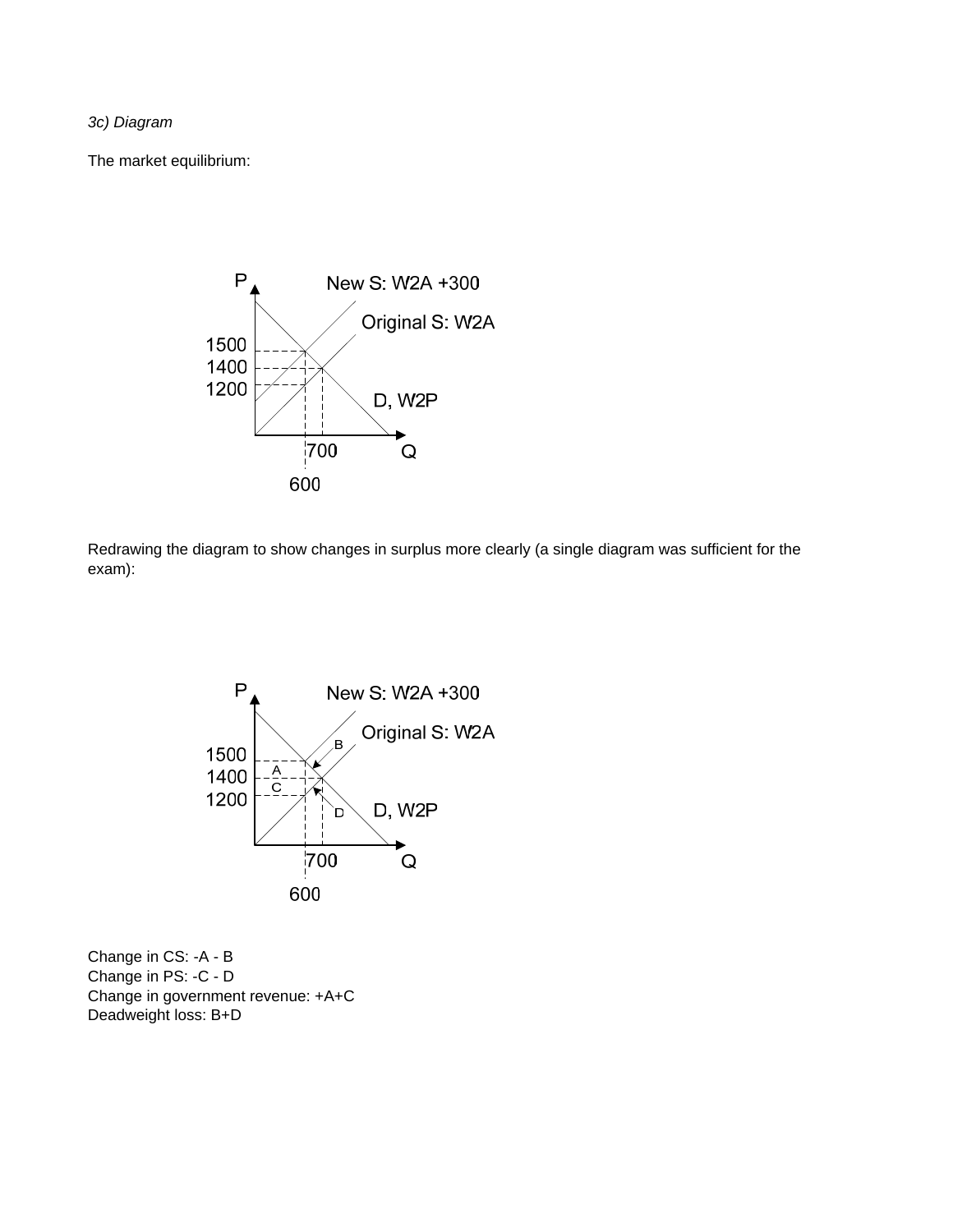*3c) Diagram*

The market equilibrium:

P

New S: W2A +300

Original S: W2A

1500

1400

1200

D, W2P

700

Q

600

Redrawing the diagram to show changes in surplus more clearly (a single diagram was sufficient for the exam):

P

New S: W2A +300

Original S: W2A

B

1500

A

1400

C

1200

D

D, W2P

700

Q

600

Change in CS: -A - B
Change in PS: -C - D
Change in government revenue: +A+C
Deadweight loss: B+D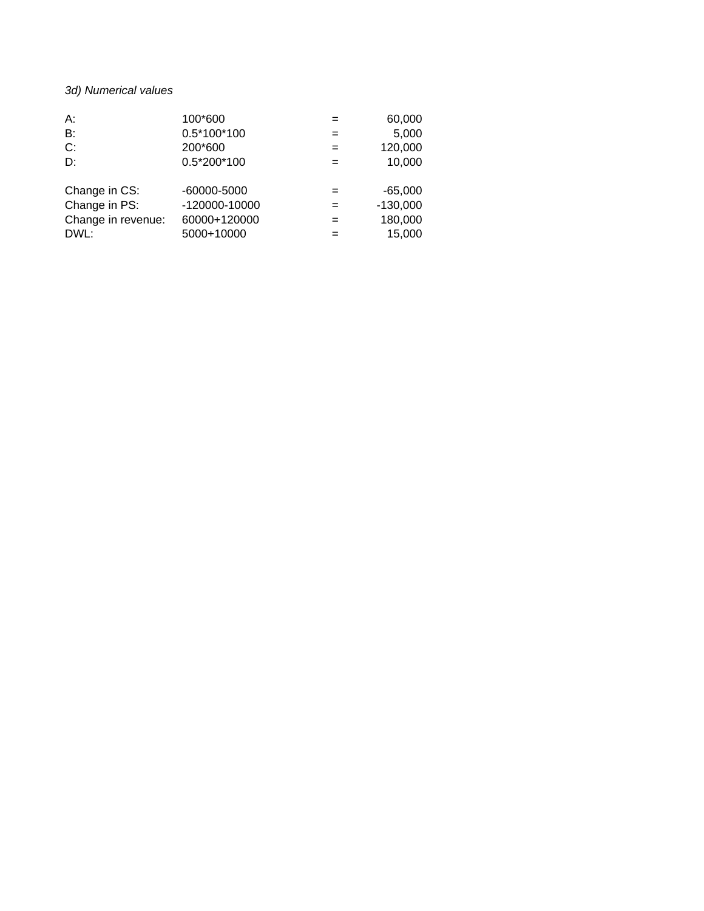*3d) Numerical values*

| | | | |
|---|---|---|---|
| A: | 100*600 | = | 60,000 |
| B: | 0.5*100*100 | = | 5,000 |
| C: | 200*600 | = | 120,000 |
| D: | 0.5*200*100 | = | 10,000 |
| | | | |
| Change in CS: | -60000-5000 | = | -65,000 |
| Change in PS: | -120000-10000 | = | -130,000 |
| Change in revenue: | 60000+120000 | = | 180,000 |
| DWL: | 5000+10000 | = | 15,000 |